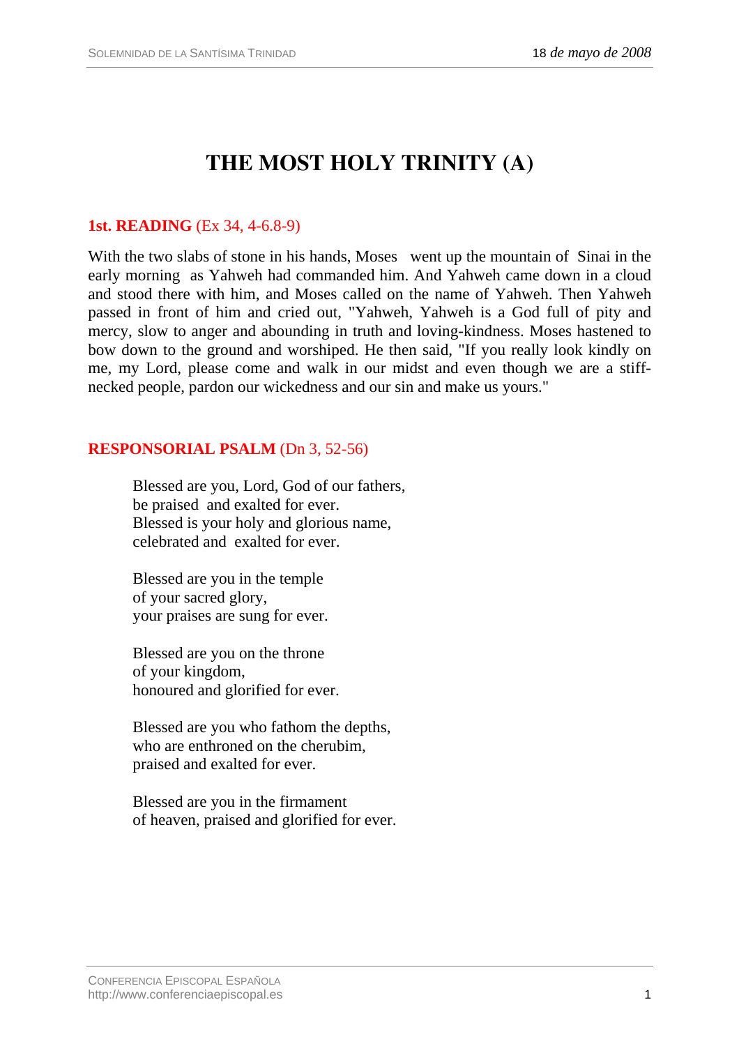# THE MOST HOLY TRINITY (A)

**1st. READING** (Ex 34, 4-6.8-9)

With the two slabs of stone in his hands, Moses went up the mountain of Sinai in the early morning as Yahweh had commanded him. And Yahweh came down in a cloud and stood there with him, and Moses called on the name of Yahweh. Then Yahweh passed in front of him and cried out, "Yahweh, Yahweh is a God full of pity and mercy, slow to anger and abounding in truth and loving-kindness. Moses hastened to bow down to the ground and worshiped. He then said, "If you really look kindly on me, my Lord, please come and walk in our midst and even though we are a stiff-necked people, pardon our wickedness and our sin and make us yours."

**RESPONSORIAL PSALM** (Dn 3, 52-56)

Blessed are you, Lord, God of our fathers,
be praised and exalted for ever.
Blessed is your holy and glorious name,
celebrated and exalted for ever.

Blessed are you in the temple
of your sacred glory,
your praises are sung for ever.

Blessed are you on the throne
of your kingdom,
honoured and glorified for ever.

Blessed are you who fathom the depths,
who are enthroned on the cherubim,
praised and exalted for ever.

Blessed are you in the firmament
of heaven, praised and glorified for ever.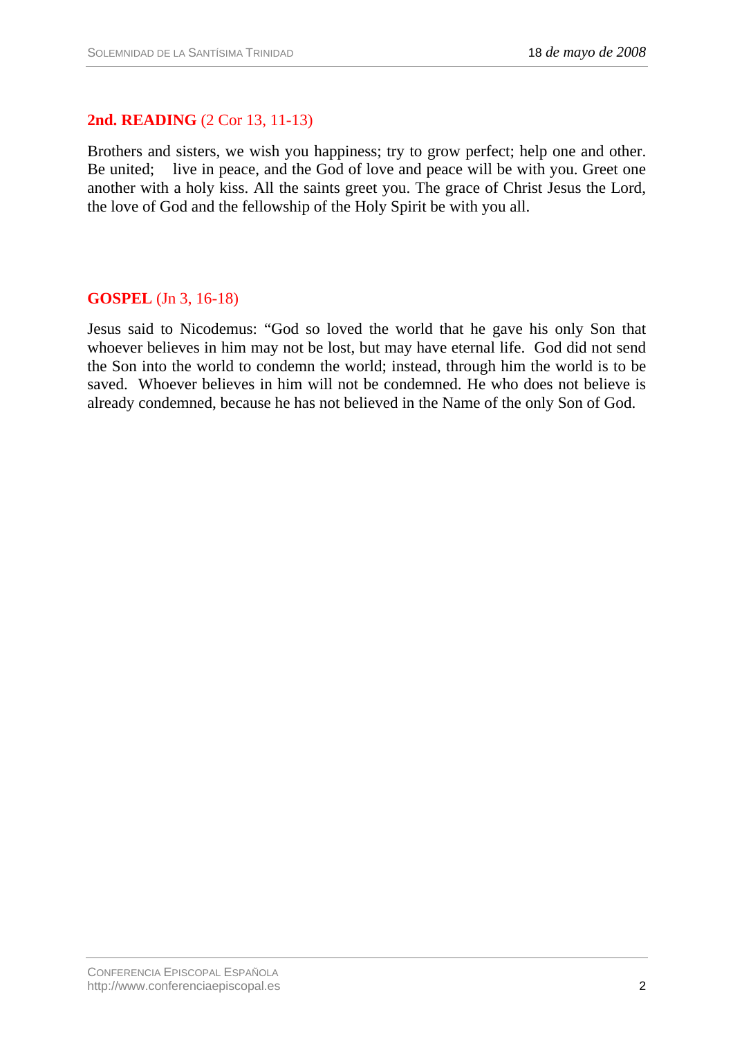**2nd. READING** (2 Cor 13, 11-13)

Brothers and sisters, we wish you happiness; try to grow perfect; help one and other. Be united; live in peace, and the God of love and peace will be with you. Greet one another with a holy kiss. All the saints greet you. The grace of Christ Jesus the Lord, the love of God and the fellowship of the Holy Spirit be with you all.

**GOSPEL** (Jn 3, 16-18)

Jesus said to Nicodemus: "God so loved the world that he gave his only Son that whoever believes in him may not be lost, but may have eternal life. God did not send the Son into the world to condemn the world; instead, through him the world is to be saved. Whoever believes in him will not be condemned. He who does not believe is already condemned, because he has not believed in the Name of the only Son of God.